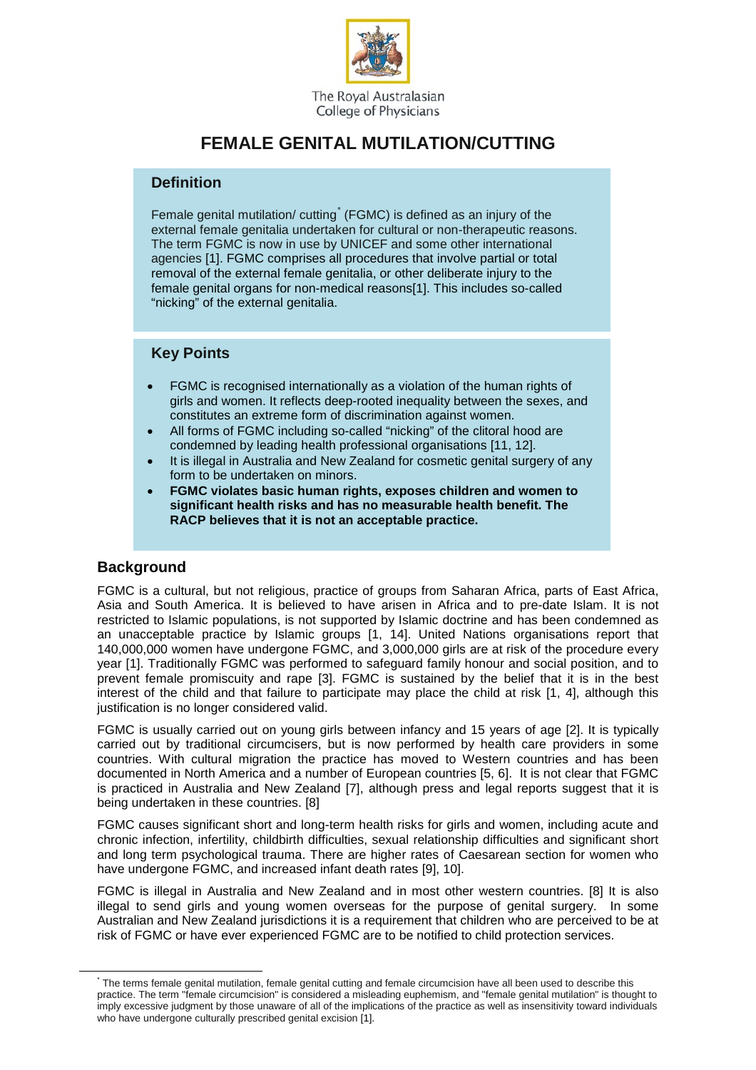The Royal Australasian College of Physicians

# FEMALE GENITAL MUTILATION/CUTTING

## Definition

Female genital mutilation/ cutting* (FGMC) is defined as an injury of the external female genitalia undertaken for cultural or non-therapeutic reasons. The term FGMC is now in use by UNICEF and some other international agencies [1]. FGMC comprises all procedures that involve partial or total removal of the external female genitalia, or other deliberate injury to the female genital organs for non-medical reasons[1]. This includes so-called "nicking" of the external genitalia.

## Key Points

- FGMC is recognised internationally as a violation of the human rights of girls and women. It reflects deep-rooted inequality between the sexes, and constitutes an extreme form of discrimination against women.
- All forms of FGMC including so-called "nicking" of the clitoral hood are condemned by leading health professional organisations [11, 12].
- It is illegal in Australia and New Zealand for cosmetic genital surgery of any form to be undertaken on minors.
- **FGMC violates basic human rights, exposes children and women to significant health risks and has no measurable health benefit. The RACP believes that it is not an acceptable practice.**

## Background

FGMC is a cultural, but not religious, practice of groups from Saharan Africa, parts of East Africa, Asia and South America. It is believed to have arisen in Africa and to pre-date Islam. It is not restricted to Islamic populations, is not supported by Islamic doctrine and has been condemned as an unacceptable practice by Islamic groups [1, 14]. United Nations organisations report that 140,000,000 women have undergone FGMC, and 3,000,000 girls are at risk of the procedure every year [1]. Traditionally FGMC was performed to safeguard family honour and social position, and to prevent female promiscuity and rape [3]. FGMC is sustained by the belief that it is in the best interest of the child and that failure to participate may place the child at risk [1, 4], although this justification is no longer considered valid.

FGMC is usually carried out on young girls between infancy and 15 years of age [2]. It is typically carried out by traditional circumcisers, but is now performed by health care providers in some countries. With cultural migration the practice has moved to Western countries and has been documented in North America and a number of European countries [5, 6]. It is not clear that FGMC is practiced in Australia and New Zealand [7], although press and legal reports suggest that it is being undertaken in these countries. [8]

FGMC causes significant short and long-term health risks for girls and women, including acute and chronic infection, infertility, childbirth difficulties, sexual relationship difficulties and significant short and long term psychological trauma. There are higher rates of Caesarean section for women who have undergone FGMC, and increased infant death rates [9], 10].

FGMC is illegal in Australia and New Zealand and in most other western countries. [8] It is also illegal to send girls and young women overseas for the purpose of genital surgery. In some Australian and New Zealand jurisdictions it is a requirement that children who are perceived to be at risk of FGMC or have ever experienced FGMC are to be notified to child protection services.

---

* The terms female genital mutilation, female genital cutting and female circumcision have all been used to describe this practice. The term "female circumcision" is considered a misleading euphemism, and "female genital mutilation" is thought to imply excessive judgment by those unaware of all of the implications of the practice as well as insensitivity toward individuals who have undergone culturally prescribed genital excision [1].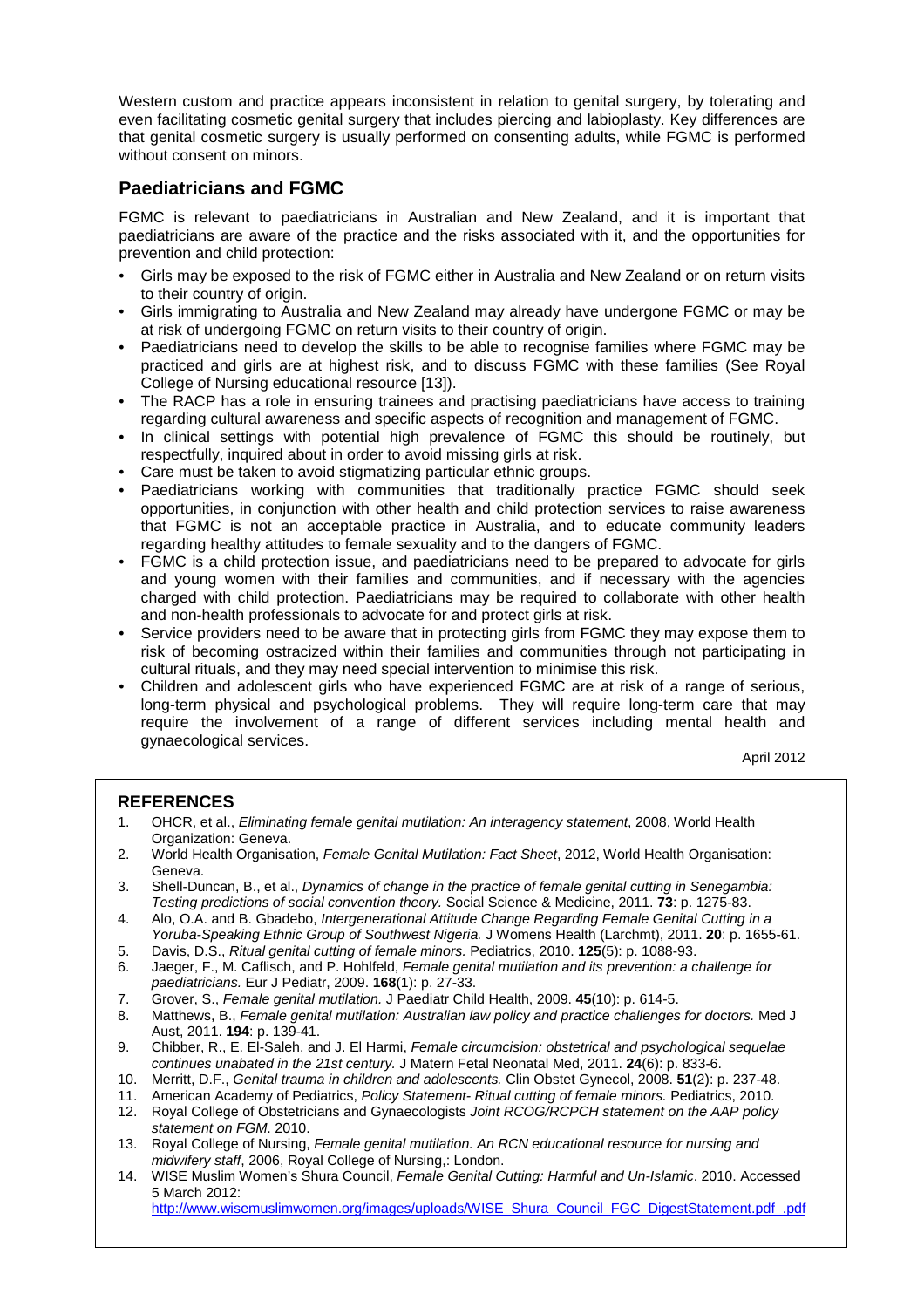Western custom and practice appears inconsistent in relation to genital surgery, by tolerating and even facilitating cosmetic genital surgery that includes piercing and labioplasty. Key differences are that genital cosmetic surgery is usually performed on consenting adults, while FGMC is performed without consent on minors.

## Paediatricians and FGMC

FGMC is relevant to paediatricians in Australian and New Zealand, and it is important that paediatricians are aware of the practice and the risks associated with it, and the opportunities for prevention and child protection:

- Girls may be exposed to the risk of FGMC either in Australia and New Zealand or on return visits to their country of origin.
- Girls immigrating to Australia and New Zealand may already have undergone FGMC or may be at risk of undergoing FGMC on return visits to their country of origin.
- Paediatricians need to develop the skills to be able to recognise families where FGMC may be practiced and girls are at highest risk, and to discuss FGMC with these families (See Royal College of Nursing educational resource [13]).
- The RACP has a role in ensuring trainees and practising paediatricians have access to training regarding cultural awareness and specific aspects of recognition and management of FGMC.
- In clinical settings with potential high prevalence of FGMC this should be routinely, but respectfully, inquired about in order to avoid missing girls at risk.
- Care must be taken to avoid stigmatizing particular ethnic groups.
- Paediatricians working with communities that traditionally practice FGMC should seek opportunities, in conjunction with other health and child protection services to raise awareness that FGMC is not an acceptable practice in Australia, and to educate community leaders regarding healthy attitudes to female sexuality and to the dangers of FGMC.
- FGMC is a child protection issue, and paediatricians need to be prepared to advocate for girls and young women with their families and communities, and if necessary with the agencies charged with child protection. Paediatricians may be required to collaborate with other health and non-health professionals to advocate for and protect girls at risk.
- Service providers need to be aware that in protecting girls from FGMC they may expose them to risk of becoming ostracized within their families and communities through not participating in cultural rituals, and they may need special intervention to minimise this risk.
- Children and adolescent girls who have experienced FGMC are at risk of a range of serious, long-term physical and psychological problems. They will require long-term care that may require the involvement of a range of different services including mental health and gynaecological services.

April 2012

## REFERENCES

1. OHCR, et al., *Eliminating female genital mutilation: An interagency statement*, 2008, World Health Organization: Geneva.
2. World Health Organisation, *Female Genital Mutilation: Fact Sheet*, 2012, World Health Organisation: Geneva.
3. Shell-Duncan, B., et al., *Dynamics of change in the practice of female genital cutting in Senegambia: Testing predictions of social convention theory.* Social Science & Medicine, 2011. **73**: p. 1275-83.
4. Alo, O.A. and B. Gbadebo, *Intergenerational Attitude Change Regarding Female Genital Cutting in a Yoruba-Speaking Ethnic Group of Southwest Nigeria.* J Womens Health (Larchmt), 2011. **20**: p. 1655-61.
5. Davis, D.S., *Ritual genital cutting of female minors.* Pediatrics, 2010. **125**(5): p. 1088-93.
6. Jaeger, F., M. Caflisch, and P. Hohlfeld, *Female genital mutilation and its prevention: a challenge for paediatricians.* Eur J Pediatr, 2009. **168**(1): p. 27-33.
7. Grover, S., *Female genital mutilation.* J Paediatr Child Health, 2009. **45**(10): p. 614-5.
8. Matthews, B., *Female genital mutilation: Australian law policy and practice challenges for doctors.* Med J Aust, 2011. **194**: p. 139-41.
9. Chibber, R., E. El-Saleh, and J. El Harmi, *Female circumcision: obstetrical and psychological sequelae continues unabated in the 21st century.* J Matern Fetal Neonatal Med, 2011. **24**(6): p. 833-6.
10. Merritt, D.F., *Genital trauma in children and adolescents.* Clin Obstet Gynecol, 2008. **51**(2): p. 237-48.
11. American Academy of Pediatrics, *Policy Statement- Ritual cutting of female minors.* Pediatrics, 2010.
12. Royal College of Obstetricians and Gynaecologists *Joint RCOG/RCPCH statement on the AAP policy statement on FGM*. 2010.
13. Royal College of Nursing, *Female genital mutilation. An RCN educational resource for nursing and midwifery staff*, 2006, Royal College of Nursing,: London.
14. WISE Muslim Women's Shura Council, *Female Genital Cutting: Harmful and Un-Islamic*. 2010. Accessed 5 March 2012: http://www.wisemuslimwomen.org/images/uploads/WISE_Shura_Council_FGC_DigestStatement.pdf_.pdf